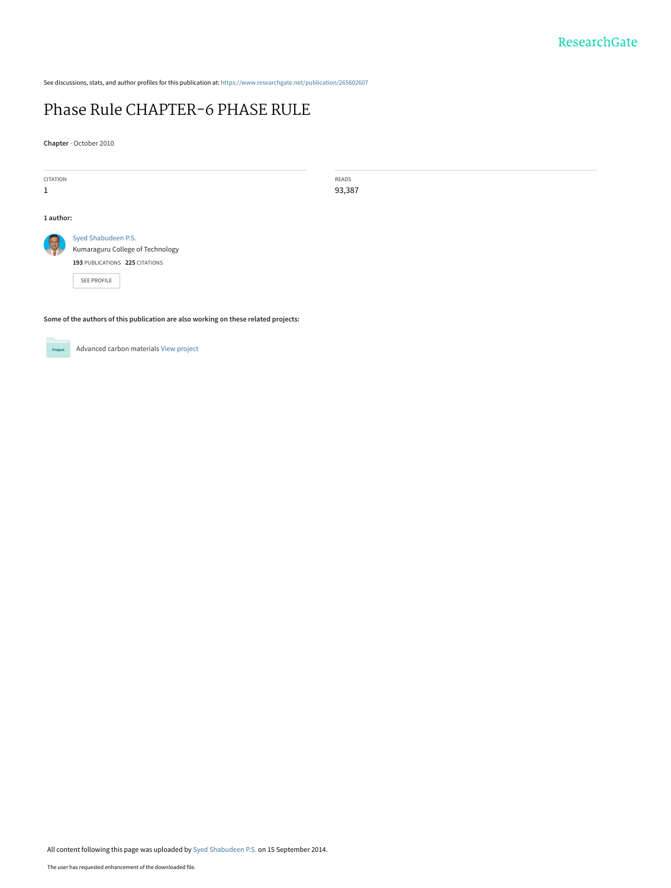ResearchGate

See discussions, stats, and author profiles for this publication at: https://www.researchgate.net/publication/265602607

# Phase Rule CHAPTER-6 PHASE RULE

**Chapter** · October 2010

| CITATION | READS |
|---|---|
| 1 | 93,387 |

**1 author:**

Syed Shabudeen P.S.
Kumaraguru College of Technology
**193** PUBLICATIONS **225** CITATIONS

SEE PROFILE

**Some of the authors of this publication are also working on these related projects:**

Advanced carbon materials View project

All content following this page was uploaded by Syed Shabudeen P.S. on 15 September 2014.

The user has requested enhancement of the downloaded file.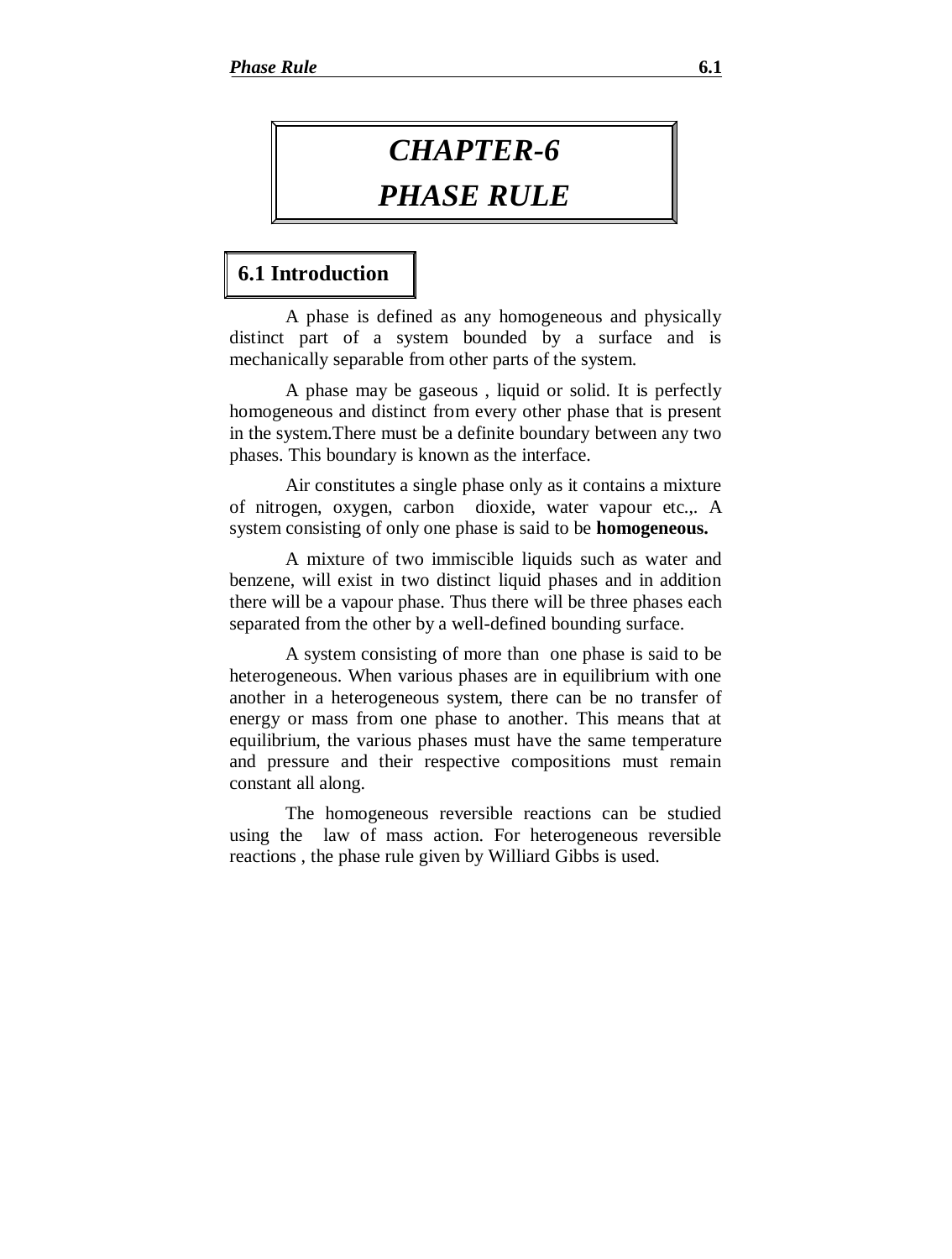# *CHAPTER-6*

# *PHASE RULE*

## 6.1 Introduction

A phase is defined as any homogeneous and physically distinct part of a system bounded by a surface and is mechanically separable from other parts of the system.

A phase may be gaseous , liquid or solid. It is perfectly homogeneous and distinct from every other phase that is present in the system.There must be a definite boundary between any two phases. This boundary is known as the interface.

Air constitutes a single phase only as it contains a mixture of nitrogen, oxygen, carbon dioxide, water vapour etc.,. A system consisting of only one phase is said to be **homogeneous.**

A mixture of two immiscible liquids such as water and benzene, will exist in two distinct liquid phases and in addition there will be a vapour phase. Thus there will be three phases each separated from the other by a well-defined bounding surface.

A system consisting of more than one phase is said to be heterogeneous. When various phases are in equilibrium with one another in a heterogeneous system, there can be no transfer of energy or mass from one phase to another. This means that at equilibrium, the various phases must have the same temperature and pressure and their respective compositions must remain constant all along.

The homogeneous reversible reactions can be studied using the law of mass action. For heterogeneous reversible reactions , the phase rule given by Williard Gibbs is used.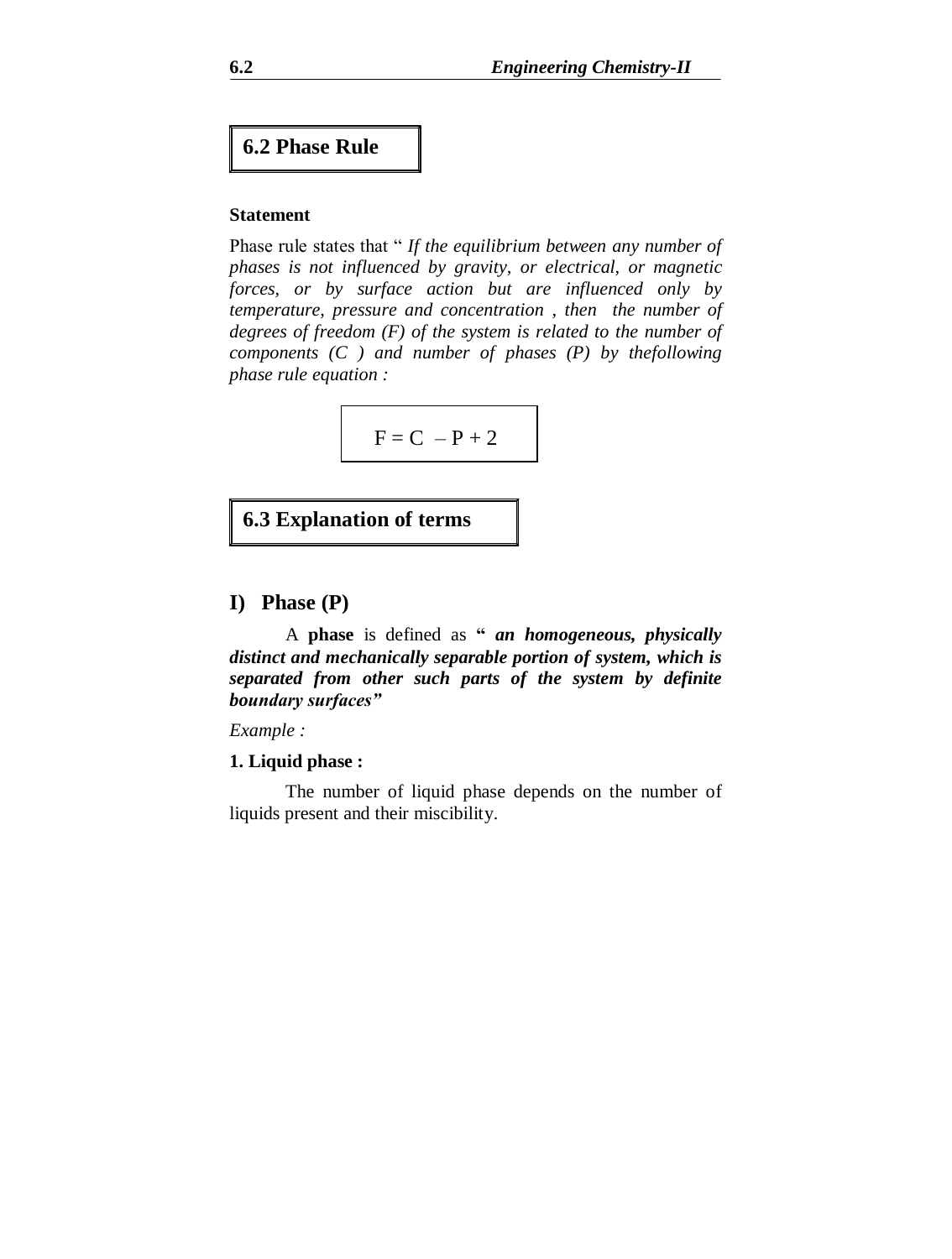## 6.2 Phase Rule

**Statement**

Phase rule states that " *If the equilibrium between any number of phases is not influenced by gravity, or electrical, or magnetic forces, or by surface action but are influenced only by temperature, pressure and concentration , then the number of degrees of freedom (F) of the system is related to the number of components (C ) and number of phases (P) by thefollowing phase rule equation :*

$$F = C - P + 2$$

## 6.3 Explanation of terms

### I) Phase (P)

A **phase** is defined as **" *an homogeneous, physically distinct and mechanically separable portion of system, which is separated from other such parts of the system by definite boundary surfaces"***

*Example :*

**1. Liquid phase :**

The number of liquid phase depends on the number of liquids present and their miscibility.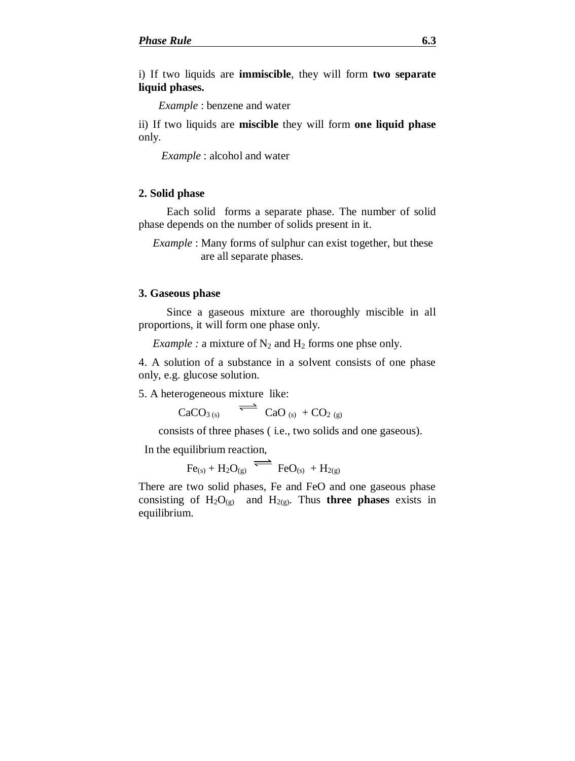i) If two liquids are **immiscible**, they will form **two separate liquid phases.**

*Example* : benzene and water

ii) If two liquids are **miscible** they will form **one liquid phase** only.

*Example* : alcohol and water

**2. Solid phase**

Each solid forms a separate phase. The number of solid phase depends on the number of solids present in it.

*Example* : Many forms of sulphur can exist together, but these are all separate phases.

**3. Gaseous phase**

Since a gaseous mixture are thoroughly miscible in all proportions, it will form one phase only.

*Example :* a mixture of $N_2$ and $H_2$ forms one phse only.

4. A solution of a substance in a solvent consists of one phase only, e.g. glucose solution.

5. A heterogeneous mixture like:

$$CaCO_{3\,(s)} \rightleftharpoons CaO_{(s)} + CO_{2\,(g)}$$

consists of three phases ( i.e., two solids and one gaseous).

In the equilibrium reaction,

$$Fe_{(s)} + H_2O_{(g)} \rightleftharpoons FeO_{(s)} + H_{2(g)}$$

There are two solid phases, Fe and FeO and one gaseous phase consisting of $H_2O_{(g)}$ and $H_{2(g)}$. Thus **three phases** exists in equilibrium.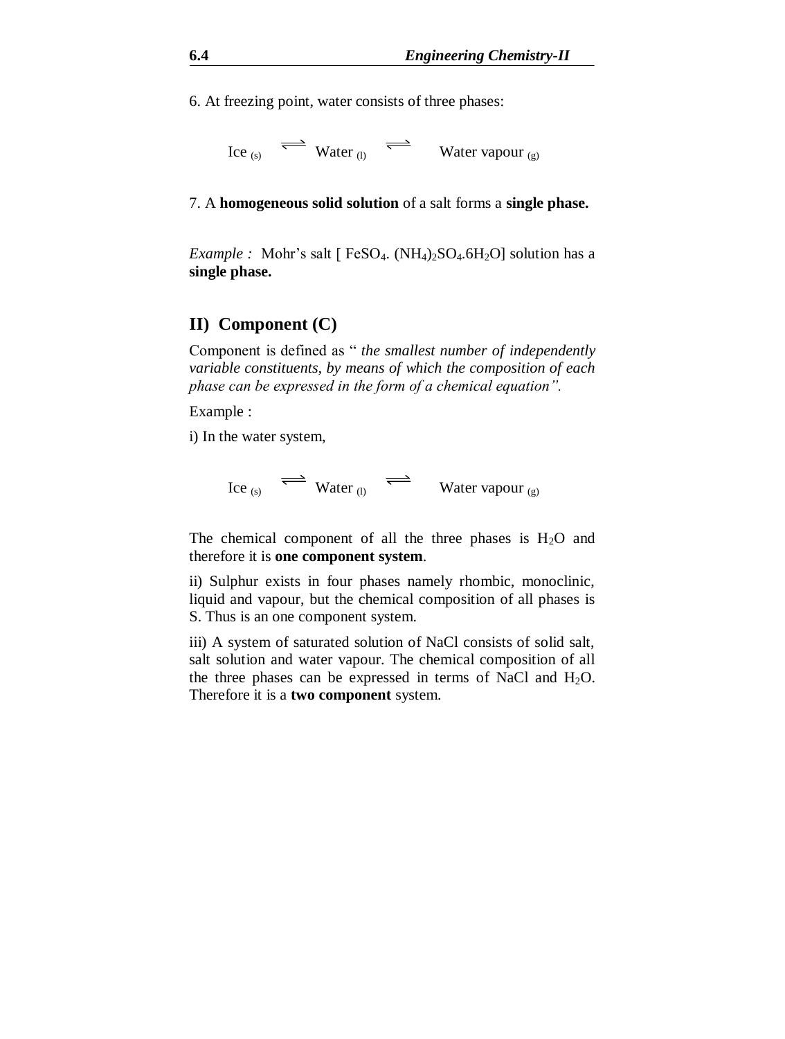6. At freezing point, water consists of three phases:

$$\text{Ice}_{(s)} \rightleftharpoons \text{Water}_{(l)} \rightleftharpoons \text{Water vapour}_{(g)}$$

7. A **homogeneous solid solution** of a salt forms a **single phase.**

*Example :* Mohr's salt [ $FeSO_4.(NH_4)_2SO_4.6H_2O$] solution has a **single phase.**

## II) Component (C)

Component is defined as " *the smallest number of independently variable constituents, by means of which the composition of each phase can be expressed in the form of a chemical equation".*

Example :

i) In the water system,

$$\text{Ice}_{(s)} \rightleftharpoons \text{Water}_{(l)} \rightleftharpoons \text{Water vapour}_{(g)}$$

The chemical component of all the three phases is $H_2O$ and therefore it is **one component system**.

ii) Sulphur exists in four phases namely rhombic, monoclinic, liquid and vapour, but the chemical composition of all phases is S. Thus is an one component system.

iii) A system of saturated solution of NaCl consists of solid salt, salt solution and water vapour. The chemical composition of all the three phases can be expressed in terms of NaCl and $H_2O$. Therefore it is a **two component** system.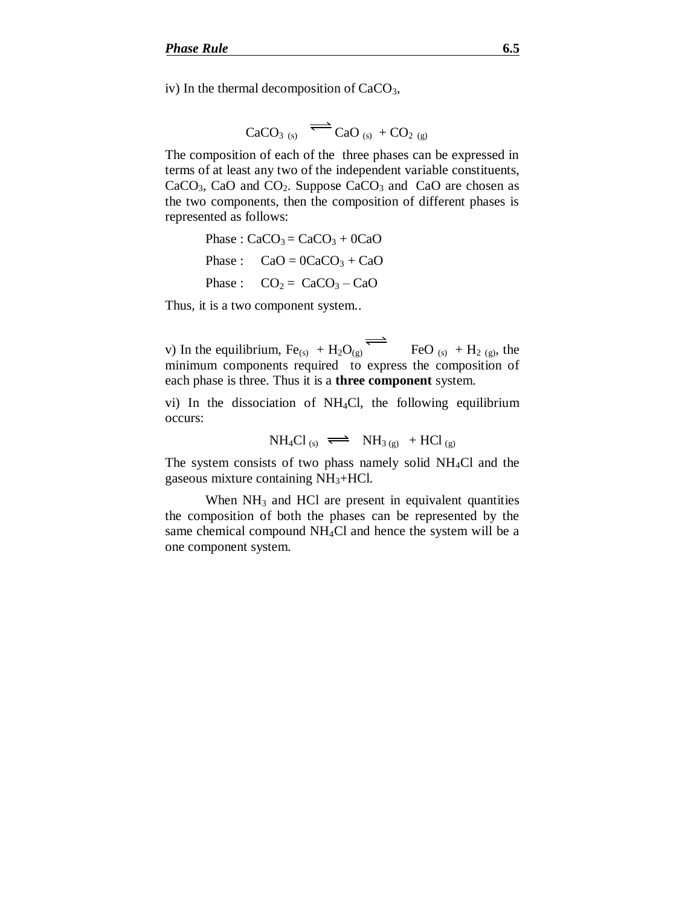iv) In the thermal decomposition of $CaCO_3$,

$$CaCO_{3\,(s)} \rightleftharpoons CaO_{(s)} + CO_{2\,(g)}$$

The composition of each of the three phases can be expressed in terms of at least any two of the independent variable constituents, $CaCO_3$, CaO and $CO_2$. Suppose $CaCO_3$ and CaO are chosen as the two components, then the composition of different phases is represented as follows:

Phase : $CaCO_3 = CaCO_3 + 0CaO$

Phase : $CaO = 0CaCO_3 + CaO$

Phase : $CO_2 = CaCO_3 - CaO$

Thus, it is a two component system..

v) In the equilibrium, $Fe_{(s)} + H_2O_{(g)} \rightleftharpoons FeO_{(s)} + H_{2\,(g)}$, the minimum components required to express the composition of each phase is three. Thus it is a **three component** system.

vi) In the dissociation of $NH_4Cl$, the following equilibrium occurs:

$$NH_4Cl_{(s)} \rightleftharpoons NH_{3\,(g)} + HCl_{(g)}$$

The system consists of two phass namely solid $NH_4Cl$ and the gaseous mixture containing $NH_3$+HCl.

When $NH_3$ and HCl are present in equivalent quantities the composition of both the phases can be represented by the same chemical compound $NH_4Cl$ and hence the system will be a one component system.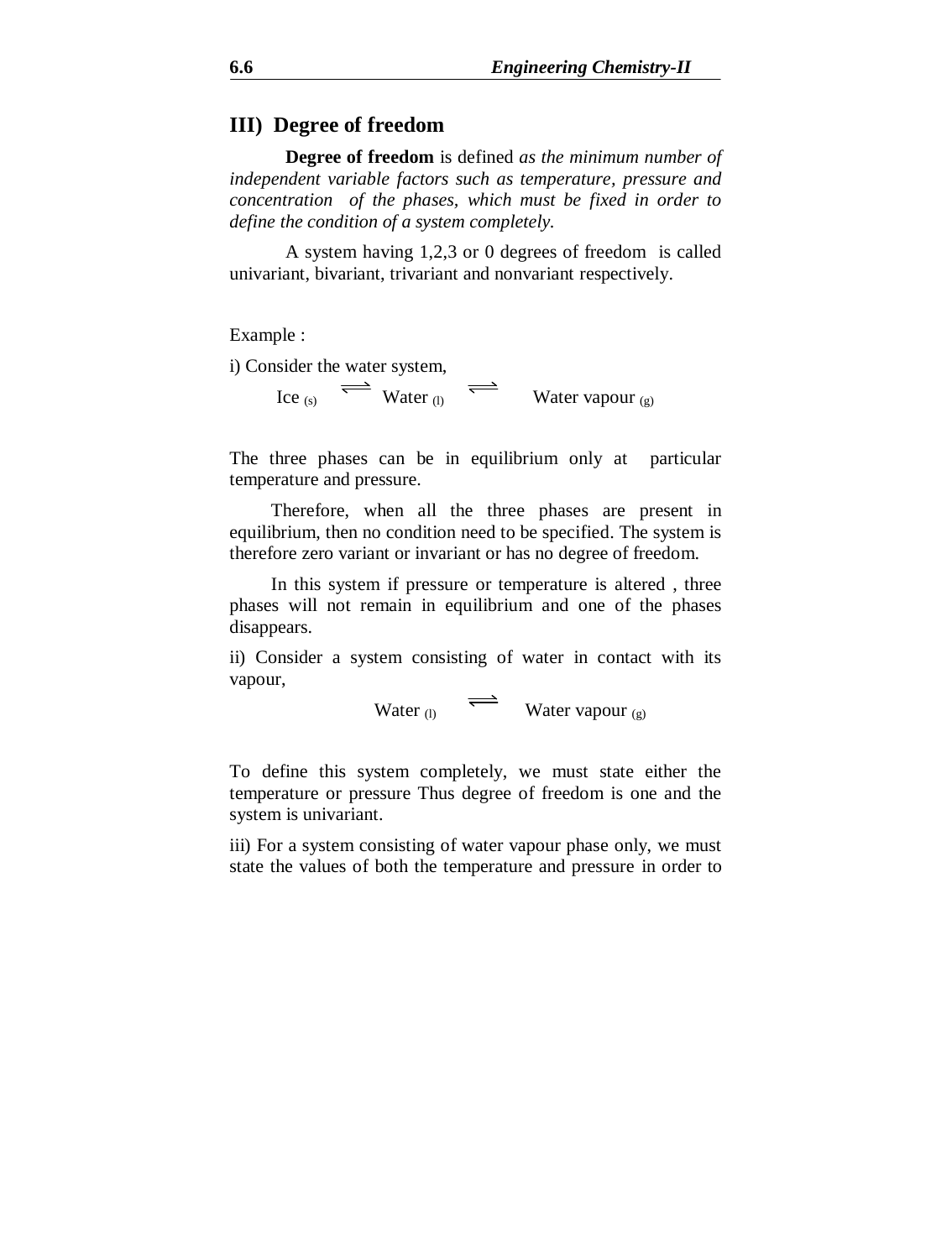## III) Degree of freedom

**Degree of freedom** is defined *as the minimum number of independent variable factors such as temperature, pressure and concentration of the phases, which must be fixed in order to define the condition of a system completely.*

A system having 1,2,3 or 0 degrees of freedom is called univariant, bivariant, trivariant and nonvariant respectively.

Example :

i) Consider the water system,

$$\text{Ice}_{(s)} \rightleftharpoons \text{Water}_{(l)} \rightleftharpoons \text{Water vapour}_{(g)}$$

The three phases can be in equilibrium only at particular temperature and pressure.

Therefore, when all the three phases are present in equilibrium, then no condition need to be specified. The system is therefore zero variant or invariant or has no degree of freedom.

In this system if pressure or temperature is altered , three phases will not remain in equilibrium and one of the phases disappears.

ii) Consider a system consisting of water in contact with its vapour,

$$\text{Water}_{(l)} \rightleftharpoons \text{Water vapour}_{(g)}$$

To define this system completely, we must state either the temperature or pressure Thus degree of freedom is one and the system is univariant.

iii) For a system consisting of water vapour phase only, we must state the values of both the temperature and pressure in order to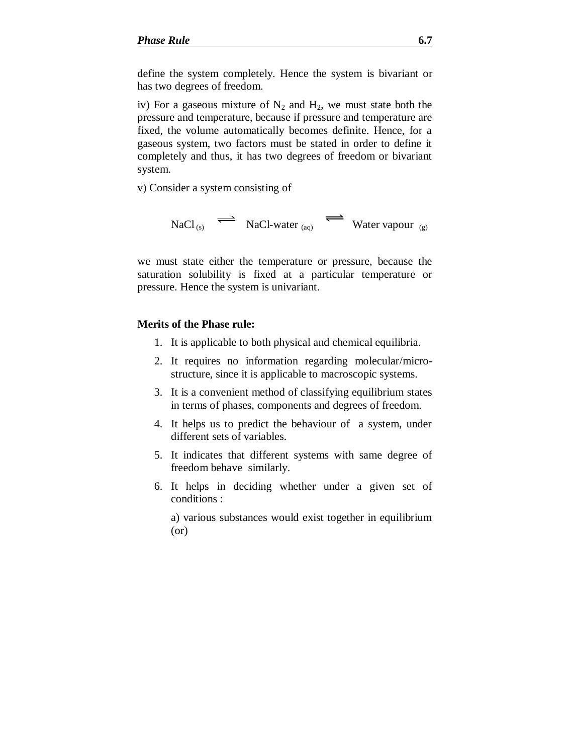define the system completely. Hence the system is bivariant or has two degrees of freedom.

iv) For a gaseous mixture of $N_2$ and $H_2$, we must state both the pressure and temperature, because if pressure and temperature are fixed, the volume automatically becomes definite. Hence, for a gaseous system, two factors must be stated in order to define it completely and thus, it has two degrees of freedom or bivariant system.

v) Consider a system consisting of

$$NaCl_{(s)} \rightleftharpoons \text{NaCl-water}_{(aq)} \rightleftharpoons \text{Water vapour}_{(g)}$$

we must state either the temperature or pressure, because the saturation solubility is fixed at a particular temperature or pressure. Hence the system is univariant.

**Merits of the Phase rule:**

1. It is applicable to both physical and chemical equilibria.
2. It requires no information regarding molecular/micro-structure, since it is applicable to macroscopic systems.
3. It is a convenient method of classifying equilibrium states in terms of phases, components and degrees of freedom.
4. It helps us to predict the behaviour of a system, under different sets of variables.
5. It indicates that different systems with same degree of freedom behave similarly.
6. It helps in deciding whether under a given set of conditions :

   a) various substances would exist together in equilibrium (or)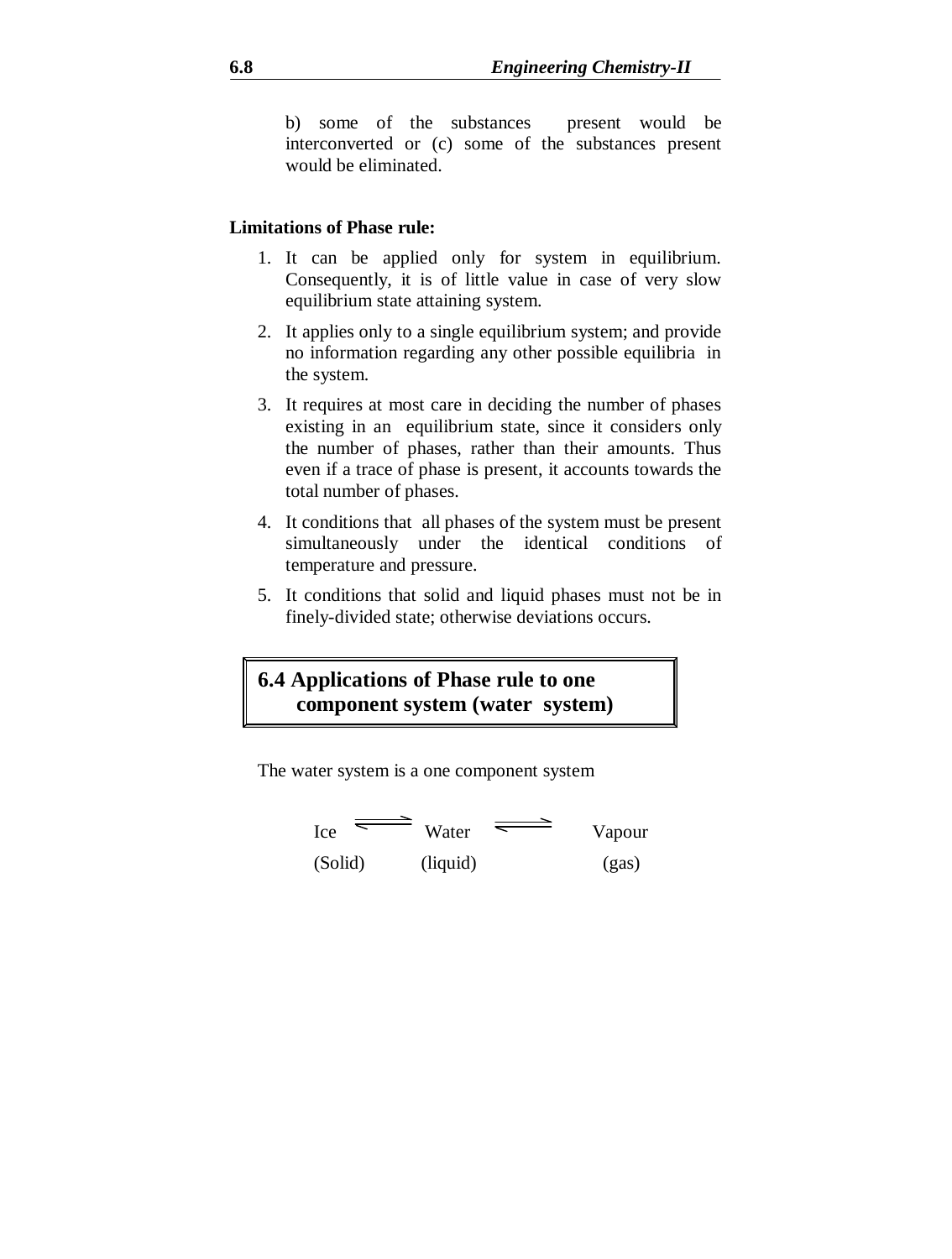b) some of the substances present would be interconverted or (c) some of the substances present would be eliminated.

**Limitations of Phase rule:**

1. It can be applied only for system in equilibrium. Consequently, it is of little value in case of very slow equilibrium state attaining system.
2. It applies only to a single equilibrium system; and provide no information regarding any other possible equilibria in the system.
3. It requires at most care in deciding the number of phases existing in an equilibrium state, since it considers only the number of phases, rather than their amounts. Thus even if a trace of phase is present, it accounts towards the total number of phases.
4. It conditions that all phases of the system must be present simultaneously under the identical conditions of temperature and pressure.
5. It conditions that solid and liquid phases must not be in finely-divided state; otherwise deviations occurs.

## 6.4 Applications of Phase rule to one component system (water system)

The water system is a one component system

$$\underset{\text{(Solid)}}{\text{Ice}} \rightleftharpoons \underset{\text{(liquid)}}{\text{Water}} \rightleftharpoons \underset{\text{(gas)}}{\text{Vapour}}$$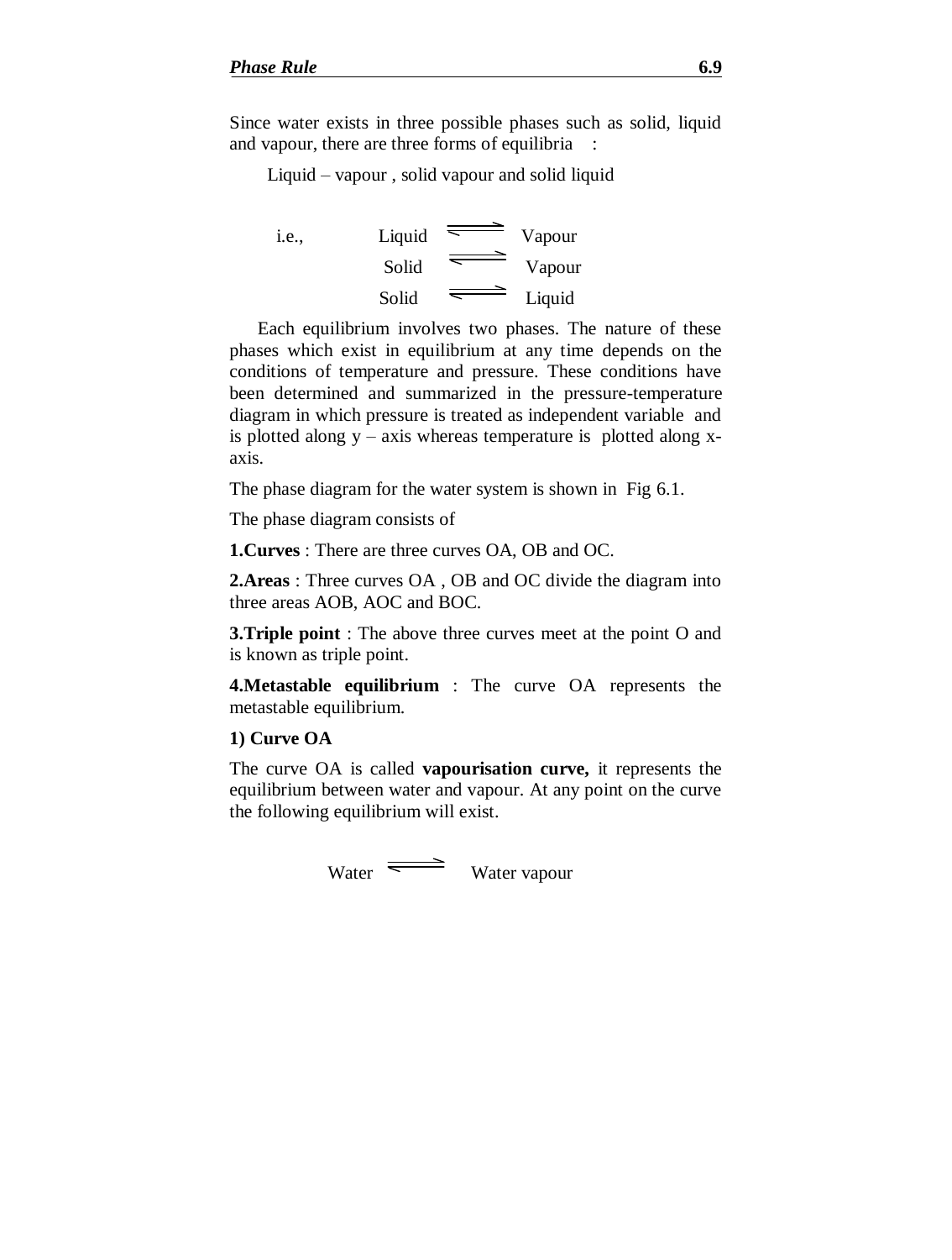Since water exists in three possible phases such as solid, liquid and vapour, there are three forms of equilibria :

Liquid – vapour , solid vapour and solid liquid

i.e.,

$$\text{Liquid} \rightleftharpoons \text{Vapour}$$

$$\text{Solid} \rightleftharpoons \text{Vapour}$$

$$\text{Solid} \rightleftharpoons \text{Liquid}$$

Each equilibrium involves two phases. The nature of these phases which exist in equilibrium at any time depends on the conditions of temperature and pressure. These conditions have been determined and summarized in the pressure-temperature diagram in which pressure is treated as independent variable and is plotted along y – axis whereas temperature is plotted along x-axis.

The phase diagram for the water system is shown in Fig 6.1.

The phase diagram consists of

**1.Curves** : There are three curves OA, OB and OC.

**2.Areas** : Three curves OA , OB and OC divide the diagram into three areas AOB, AOC and BOC.

**3.Triple point** : The above three curves meet at the point O and is known as triple point.

**4.Metastable equilibrium** : The curve OA represents the metastable equilibrium.

**1) Curve OA**

The curve OA is called **vapourisation curve,** it represents the equilibrium between water and vapour. At any point on the curve the following equilibrium will exist.

$$\text{Water} \rightleftharpoons \text{Water vapour}$$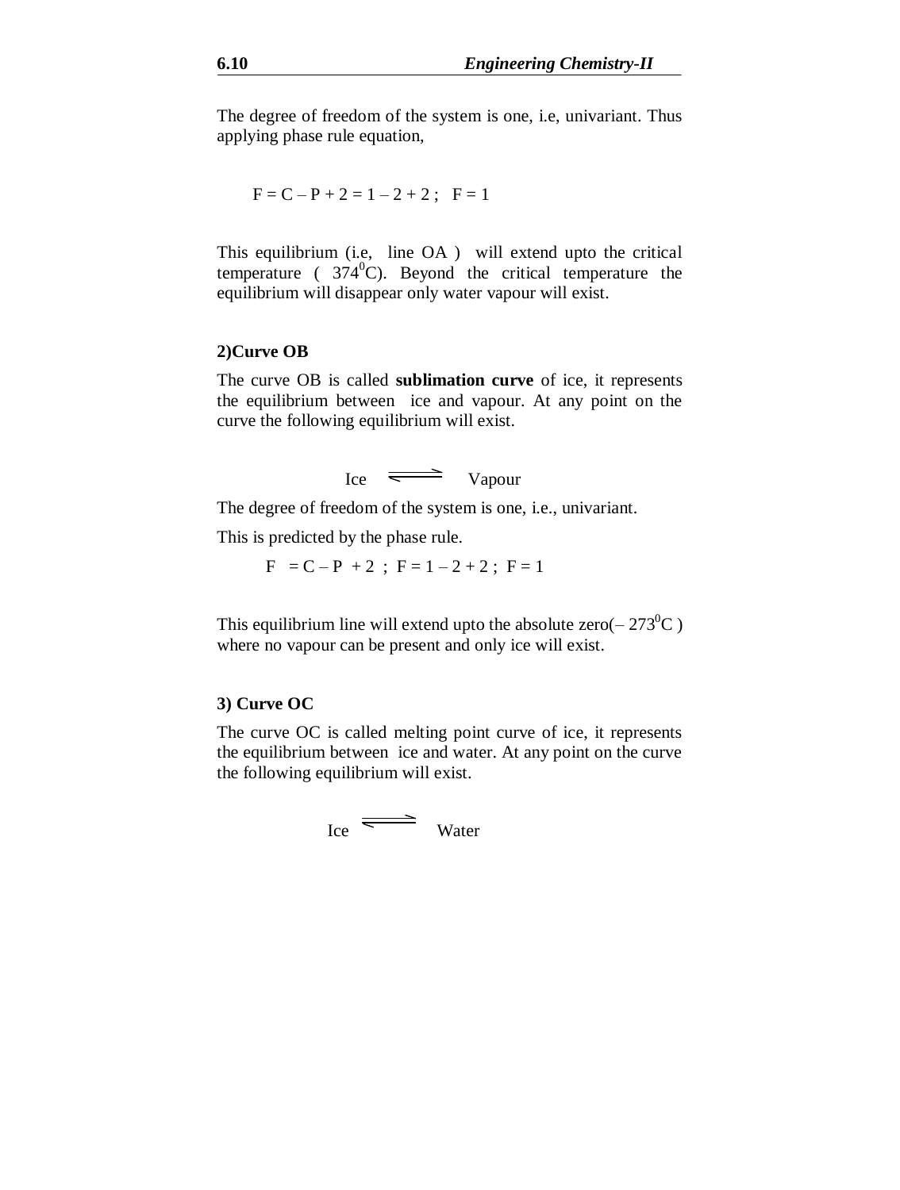The degree of freedom of the system is one, i.e, univariant. Thus applying phase rule equation,

$$F = C - P + 2 = 1 - 2 + 2 ; \quad F = 1$$

This equilibrium (i.e, line OA ) will extend upto the critical temperature ( $374^0C$). Beyond the critical temperature the equilibrium will disappear only water vapour will exist.

### 2)Curve OB

The curve OB is called **sublimation curve** of ice, it represents the equilibrium between ice and vapour. At any point on the curve the following equilibrium will exist.

$$\text{Ice} \rightleftharpoons \text{Vapour}$$

The degree of freedom of the system is one, i.e., univariant.

This is predicted by the phase rule.

$$F = C - P + 2 \; ; \; F = 1 - 2 + 2 \; ; \; F = 1$$

This equilibrium line will extend upto the absolute zero($-273^0C$ ) where no vapour can be present and only ice will exist.

### 3) Curve OC

The curve OC is called melting point curve of ice, it represents the equilibrium between ice and water. At any point on the curve the following equilibrium will exist.

$$\text{Ice} \rightleftharpoons \text{Water}$$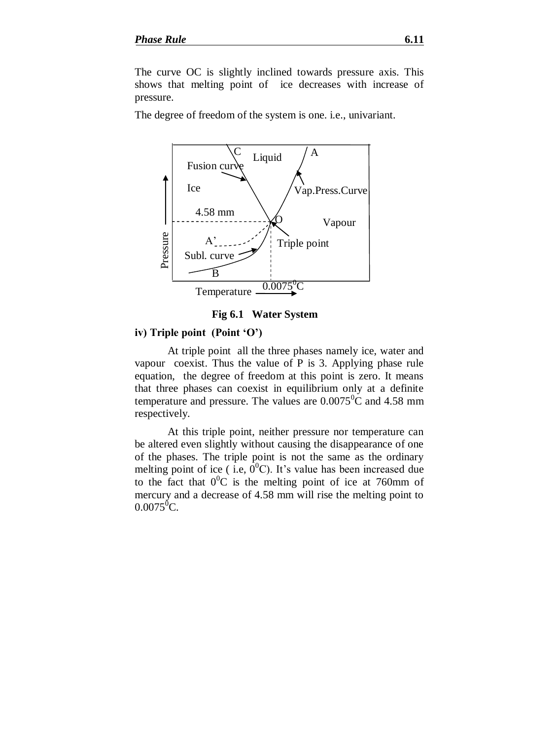The curve OC is slightly inclined towards pressure axis. This shows that melting point of ice decreases with increase of pressure.

The degree of freedom of the system is one. i.e., univariant.

**Fig 6.1 Water System**

**iv) Triple point (Point 'O')**

At triple point all the three phases namely ice, water and vapour coexist. Thus the value of P is 3. Applying phase rule equation, the degree of freedom at this point is zero. It means that three phases can coexist in equilibrium only at a definite temperature and pressure. The values are $0.0075^0$C and 4.58 mm respectively.

At this triple point, neither pressure nor temperature can be altered even slightly without causing the disappearance of one of the phases. The triple point is not the same as the ordinary melting point of ice ( i.e, $0^0$C). It's value has been increased due to the fact that $0^0$C is the melting point of ice at 760mm of mercury and a decrease of 4.58 mm will rise the melting point to $0.0075^0$C.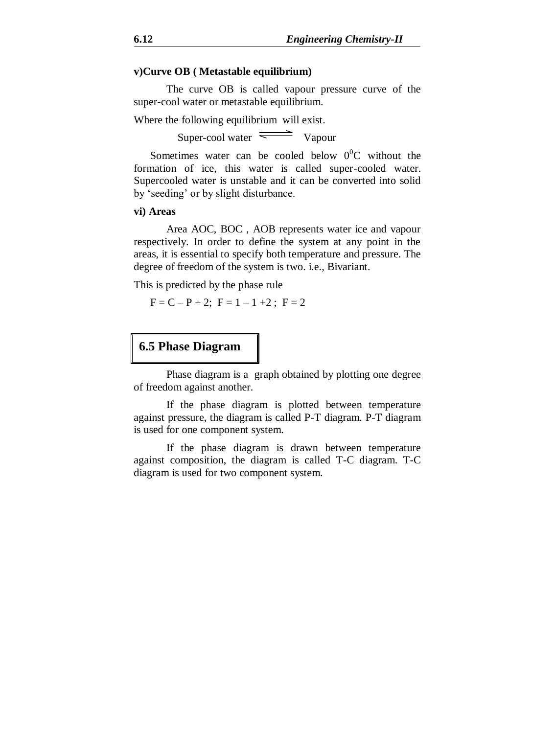**v)Curve OB ( Metastable equilibrium)**

The curve OB is called vapour pressure curve of the super-cool water or metastable equilibrium.

Where the following equilibrium will exist.

$$\text{Super-cool water} \rightleftharpoons \text{Vapour}$$

Sometimes water can be cooled below $0^0$C without the formation of ice, this water is called super-cooled water. Supercooled water is unstable and it can be converted into solid by 'seeding' or by slight disturbance.

**vi) Areas**

Area AOC, BOC , AOB represents water ice and vapour respectively. In order to define the system at any point in the areas, it is essential to specify both temperature and pressure. The degree of freedom of the system is two. i.e., Bivariant.

This is predicted by the phase rule

$F = C – P + 2$; $F = 1 – 1 +2$ ; $F = 2$

## 6.5 Phase Diagram

Phase diagram is a graph obtained by plotting one degree of freedom against another.

If the phase diagram is plotted between temperature against pressure, the diagram is called P-T diagram. P-T diagram is used for one component system.

If the phase diagram is drawn between temperature against composition, the diagram is called T-C diagram. T-C diagram is used for two component system.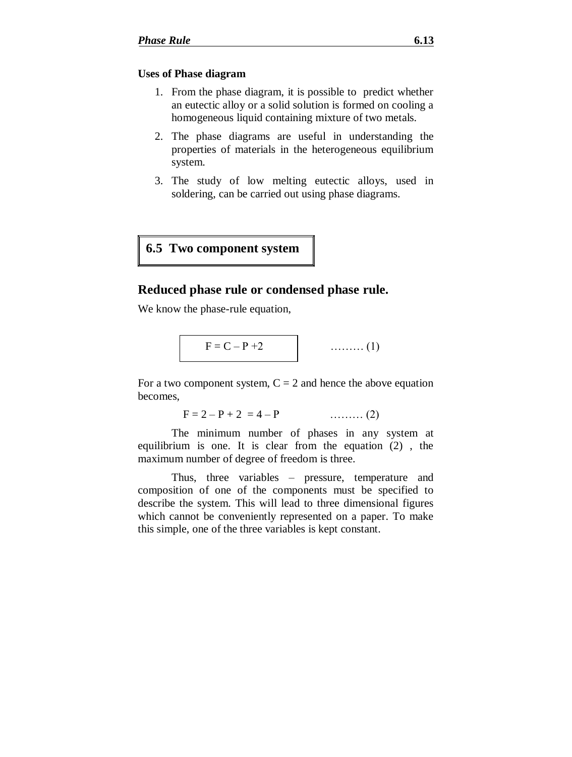**Uses of Phase diagram**

1. From the phase diagram, it is possible to predict whether an eutectic alloy or a solid solution is formed on cooling a homogeneous liquid containing mixture of two metals.
2. The phase diagrams are useful in understanding the properties of materials in the heterogeneous equilibrium system.
3. The study of low melting eutectic alloys, used in soldering, can be carried out using phase diagrams.

## 6.5 Two component system

### Reduced phase rule or condensed phase rule.

We know the phase-rule equation,

$$F = C - P + 2 \qquad \text{.........} (1)$$

For a two component system, $C = 2$ and hence the above equation becomes,

$$F = 2 - P + 2 = 4 - P \qquad \text{.........} (2)$$

The minimum number of phases in any system at equilibrium is one. It is clear from the equation (2) , the maximum number of degree of freedom is three.

Thus, three variables – pressure, temperature and composition of one of the components must be specified to describe the system. This will lead to three dimensional figures which cannot be conveniently represented on a paper. To make this simple, one of the three variables is kept constant.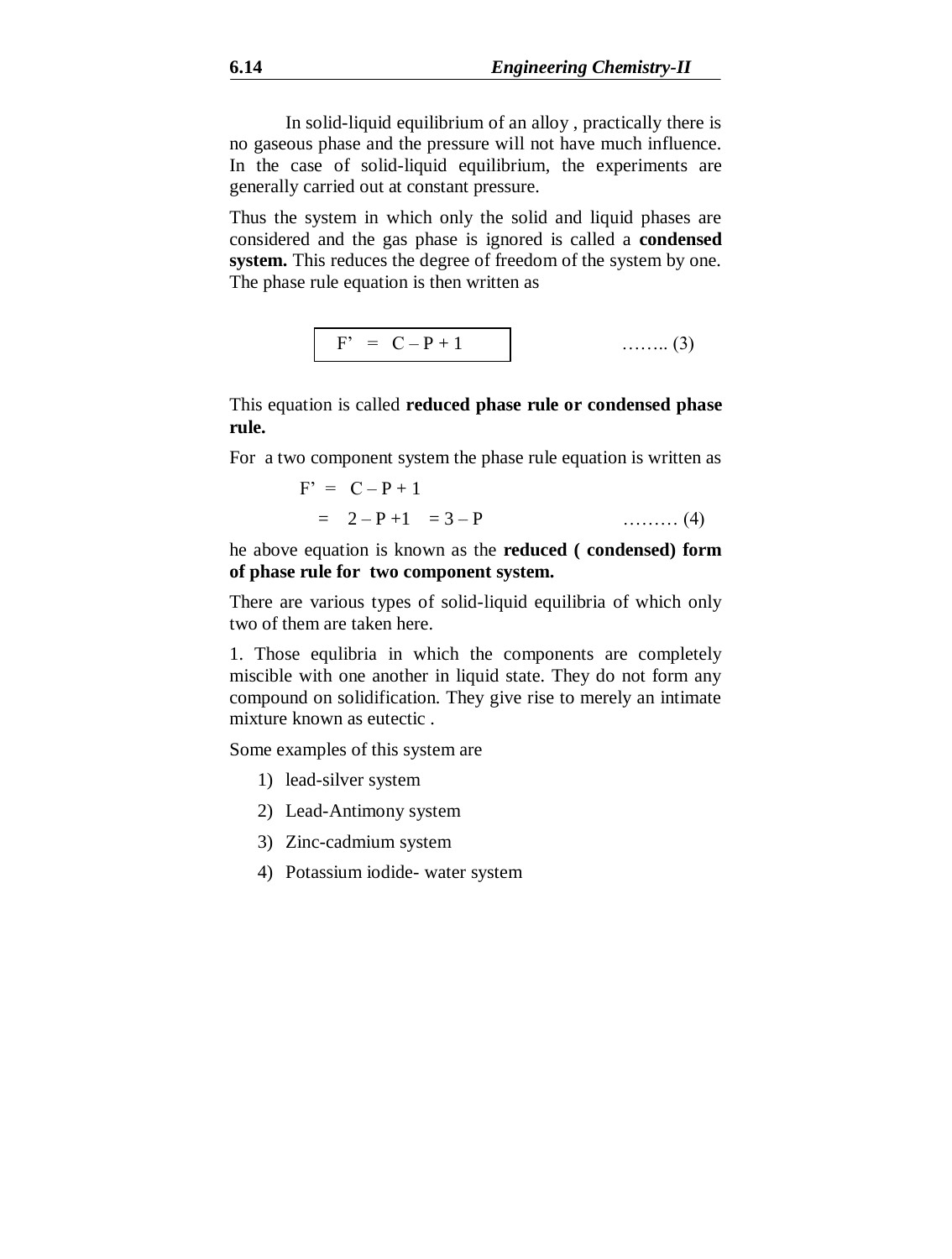In solid-liquid equilibrium of an alloy , practically there is no gaseous phase and the pressure will not have much influence. In the case of solid-liquid equilibrium, the experiments are generally carried out at constant pressure.

Thus the system in which only the solid and liquid phases are considered and the gas phase is ignored is called a **condensed system.** This reduces the degree of freedom of the system by one. The phase rule equation is then written as

$$F' = C - P + 1 \qquad \ldots\ldots\ldots (3)$$

This equation is called **reduced phase rule or condensed phase rule.**

For a two component system the phase rule equation is written as

$$F' = C - P + 1$$
$$= 2 - P + 1 = 3 - P \qquad \ldots\ldots\ldots (4)$$

he above equation is known as the **reduced ( condensed) form of phase rule for two component system.**

There are various types of solid-liquid equilibria of which only two of them are taken here.

1. Those equlibria in which the components are completely miscible with one another in liquid state. They do not form any compound on solidification. They give rise to merely an intimate mixture known as eutectic .

Some examples of this system are

1) lead-silver system
2) Lead-Antimony system
3) Zinc-cadmium system
4) Potassium iodide- water system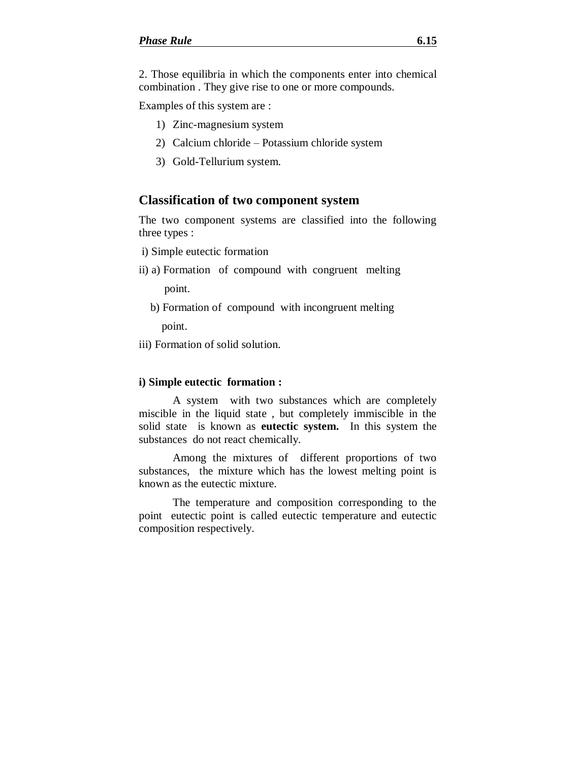2. Those equilibria in which the components enter into chemical combination . They give rise to one or more compounds.

Examples of this system are :

1) Zinc-magnesium system
2) Calcium chloride – Potassium chloride system
3) Gold-Tellurium system.

## Classification of two component system

The two component systems are classified into the following three types :

i) Simple eutectic formation

ii) a) Formation of compound with congruent melting point.

b) Formation of compound with incongruent melting point.

iii) Formation of solid solution.

### i) Simple eutectic formation :

A system with two substances which are completely miscible in the liquid state , but completely immiscible in the solid state is known as **eutectic system.** In this system the substances do not react chemically.

Among the mixtures of different proportions of two substances, the mixture which has the lowest melting point is known as the eutectic mixture.

The temperature and composition corresponding to the point eutectic point is called eutectic temperature and eutectic composition respectively.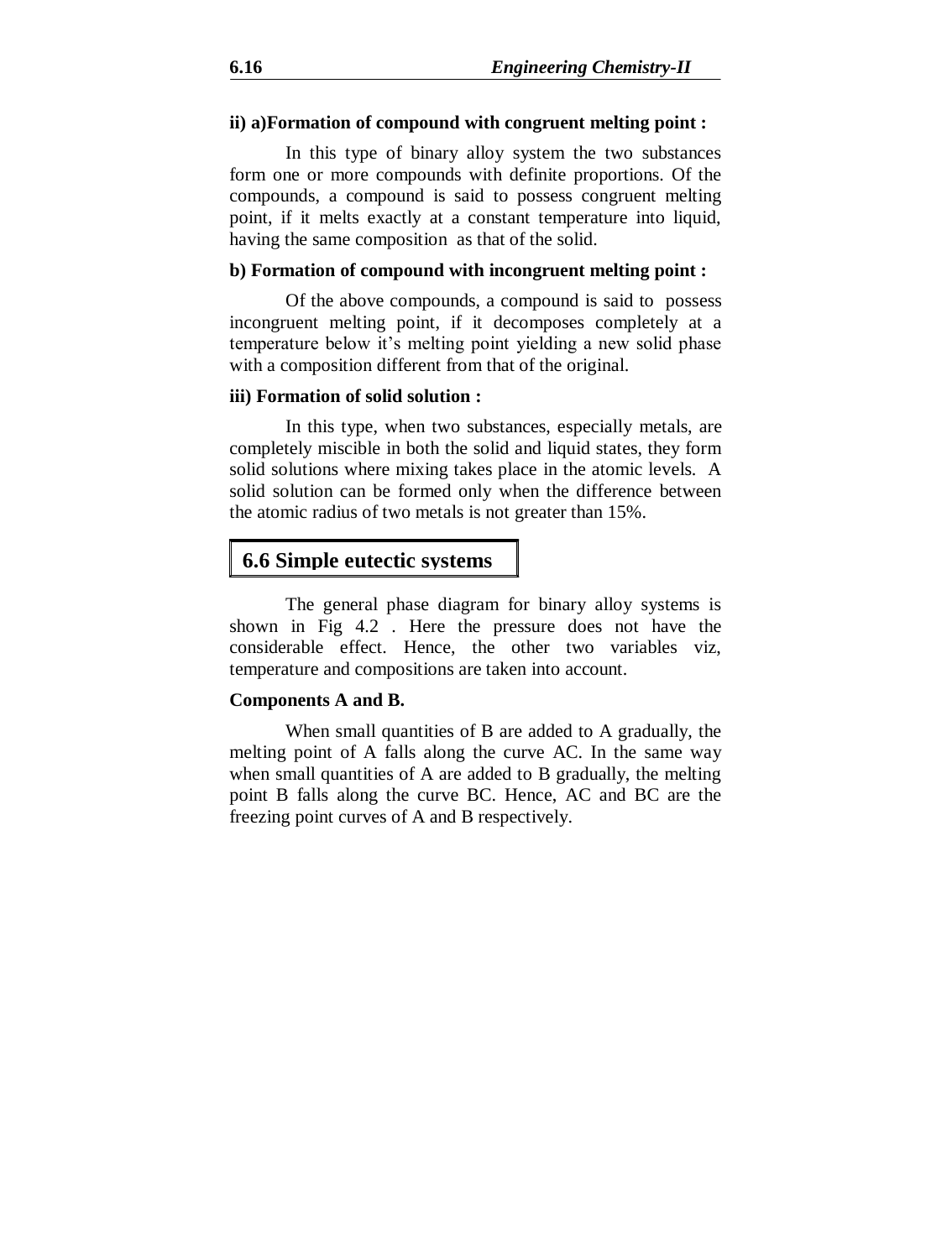**ii) a)Formation of compound with congruent melting point :**

In this type of binary alloy system the two substances form one or more compounds with definite proportions. Of the compounds, a compound is said to possess congruent melting point, if it melts exactly at a constant temperature into liquid, having the same composition as that of the solid.

**b) Formation of compound with incongruent melting point :**

Of the above compounds, a compound is said to possess incongruent melting point, if it decomposes completely at a temperature below it's melting point yielding a new solid phase with a composition different from that of the original.

**iii) Formation of solid solution :**

In this type, when two substances, especially metals, are completely miscible in both the solid and liquid states, they form solid solutions where mixing takes place in the atomic levels. A solid solution can be formed only when the difference between the atomic radius of two metals is not greater than 15%.

## 6.6 Simple eutectic systems

The general phase diagram for binary alloy systems is shown in Fig 4.2 . Here the pressure does not have the considerable effect. Hence, the other two variables viz, temperature and compositions are taken into account.

**Components A and B.**

When small quantities of B are added to A gradually, the melting point of A falls along the curve AC. In the same way when small quantities of A are added to B gradually, the melting point B falls along the curve BC. Hence, AC and BC are the freezing point curves of A and B respectively.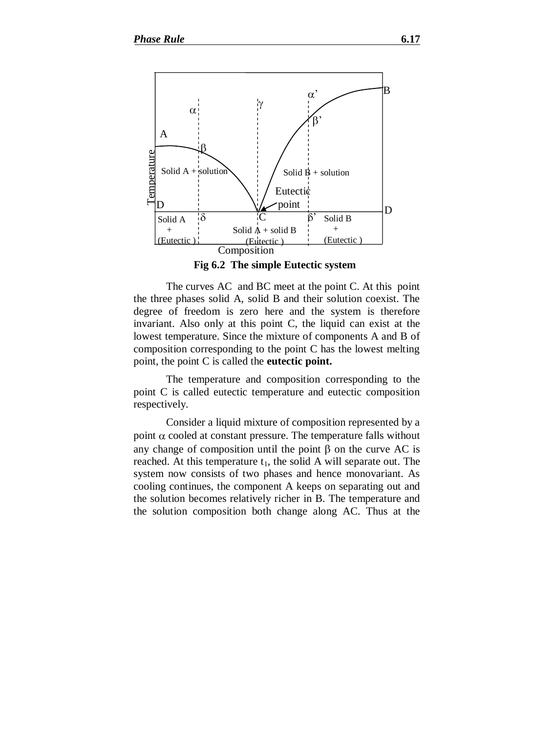Fig 6.2 The simple Eutectic system

The curves AC and BC meet at the point C. At this point the three phases solid A, solid B and their solution coexist. The degree of freedom is zero here and the system is therefore invariant. Also only at this point C, the liquid can exist at the lowest temperature. Since the mixture of components A and B of composition corresponding to the point C has the lowest melting point, the point C is called the **eutectic point.**

The temperature and composition corresponding to the point C is called eutectic temperature and eutectic composition respectively.

Consider a liquid mixture of composition represented by a point $\alpha$ cooled at constant pressure. The temperature falls without any change of composition until the point $\beta$ on the curve AC is reached. At this temperature $t_1$, the solid A will separate out. The system now consists of two phases and hence monovariant. As cooling continues, the component A keeps on separating out and the solution becomes relatively richer in B. The temperature and the solution composition both change along AC. Thus at the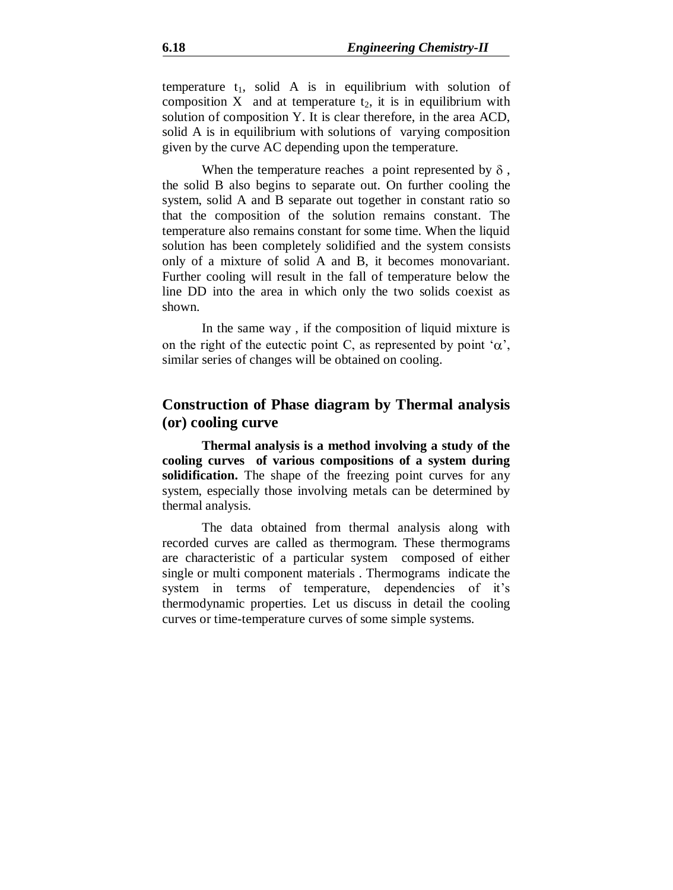temperature $t_1$, solid A is in equilibrium with solution of composition X and at temperature $t_2$, it is in equilibrium with solution of composition Y. It is clear therefore, in the area ACD, solid A is in equilibrium with solutions of varying composition given by the curve AC depending upon the temperature.

When the temperature reaches a point represented by $\delta$, the solid B also begins to separate out. On further cooling the system, solid A and B separate out together in constant ratio so that the composition of the solution remains constant. The temperature also remains constant for some time. When the liquid solution has been completely solidified and the system consists only of a mixture of solid A and B, it becomes monovariant. Further cooling will result in the fall of temperature below the line DD into the area in which only the two solids coexist as shown.

In the same way , if the composition of liquid mixture is on the right of the eutectic point C, as represented by point '$\alpha$', similar series of changes will be obtained on cooling.

## Construction of Phase diagram by Thermal analysis (or) cooling curve

**Thermal analysis is a method involving a study of the cooling curves of various compositions of a system during solidification.** The shape of the freezing point curves for any system, especially those involving metals can be determined by thermal analysis.

The data obtained from thermal analysis along with recorded curves are called as thermogram. These thermograms are characteristic of a particular system composed of either single or multi component materials . Thermograms indicate the system in terms of temperature, dependencies of it's thermodynamic properties. Let us discuss in detail the cooling curves or time-temperature curves of some simple systems.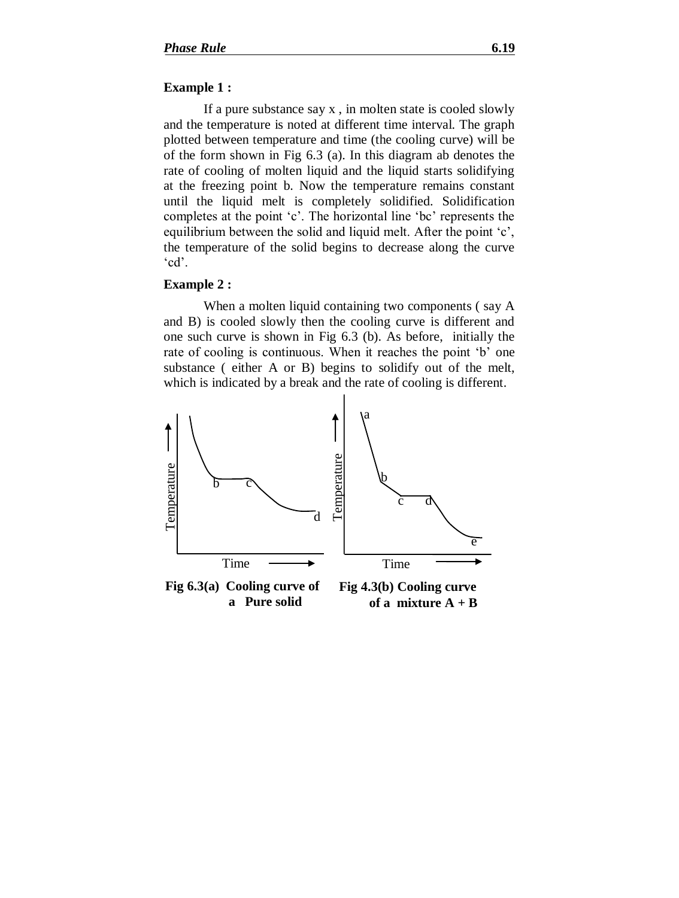**Example 1 :**

If a pure substance say x , in molten state is cooled slowly and the temperature is noted at different time interval. The graph plotted between temperature and time (the cooling curve) will be of the form shown in Fig 6.3 (a). In this diagram ab denotes the rate of cooling of molten liquid and the liquid starts solidifying at the freezing point b. Now the temperature remains constant until the liquid melt is completely solidified. Solidification completes at the point 'c'. The horizontal line 'bc' represents the equilibrium between the solid and liquid melt. After the point 'c', the temperature of the solid begins to decrease along the curve 'cd'.

**Example 2 :**

When a molten liquid containing two components ( say A and B) is cooled slowly then the cooling curve is different and one such curve is shown in Fig 6.3 (b). As before, initially the rate of cooling is continuous. When it reaches the point 'b' one substance ( either A or B) begins to solidify out of the melt, which is indicated by a break and the rate of cooling is different.

**Fig 6.3(a) Cooling curve of a Pure solid**

**Fig 4.3(b) Cooling curve of a mixture A + B**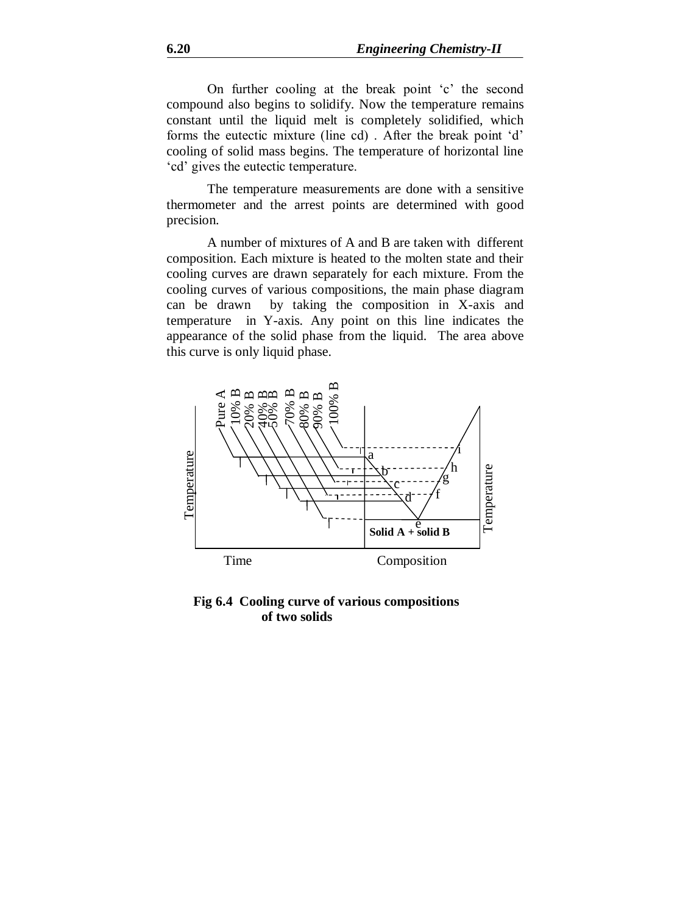On further cooling at the break point ‘c’ the second compound also begins to solidify. Now the temperature remains constant until the liquid melt is completely solidified, which forms the eutectic mixture (line cd) . After the break point ‘d’ cooling of solid mass begins. The temperature of horizontal line ‘cd’ gives the eutectic temperature.

The temperature measurements are done with a sensitive thermometer and the arrest points are determined with good precision.

A number of mixtures of A and B are taken with different composition. Each mixture is heated to the molten state and their cooling curves are drawn separately for each mixture. From the cooling curves of various compositions, the main phase diagram can be drawn by taking the composition in X-axis and temperature in Y-axis. Any point on this line indicates the appearance of the solid phase from the liquid. The area above this curve is only liquid phase.

**Fig 6.4 Cooling curve of various compositions of two solids**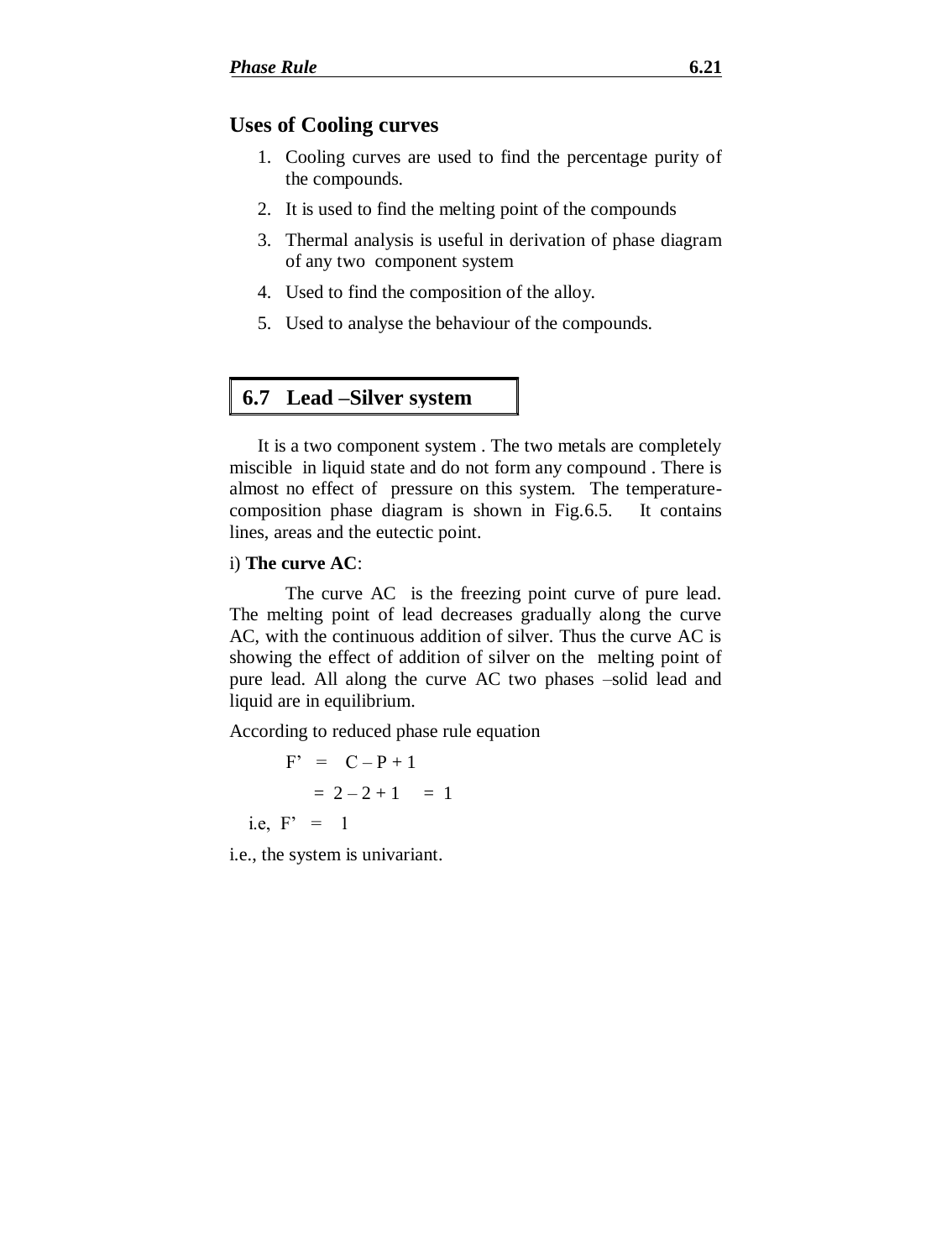## Uses of Cooling curves

1. Cooling curves are used to find the percentage purity of the compounds.
2. It is used to find the melting point of the compounds
3. Thermal analysis is useful in derivation of phase diagram of any two component system
4. Used to find the composition of the alloy.
5. Used to analyse the behaviour of the compounds.

## 6.7 Lead –Silver system

It is a two component system . The two metals are completely miscible in liquid state and do not form any compound . There is almost no effect of pressure on this system. The temperature-composition phase diagram is shown in Fig.6.5. It contains lines, areas and the eutectic point.

i) **The curve AC**:

The curve AC is the freezing point curve of pure lead. The melting point of lead decreases gradually along the curve AC, with the continuous addition of silver. Thus the curve AC is showing the effect of addition of silver on the melting point of pure lead. All along the curve AC two phases –solid lead and liquid are in equilibrium.

According to reduced phase rule equation

$$F' = C - P + 1$$

$$= 2 - 2 + 1 = 1$$

i.e, $F' = 1$

i.e., the system is univariant.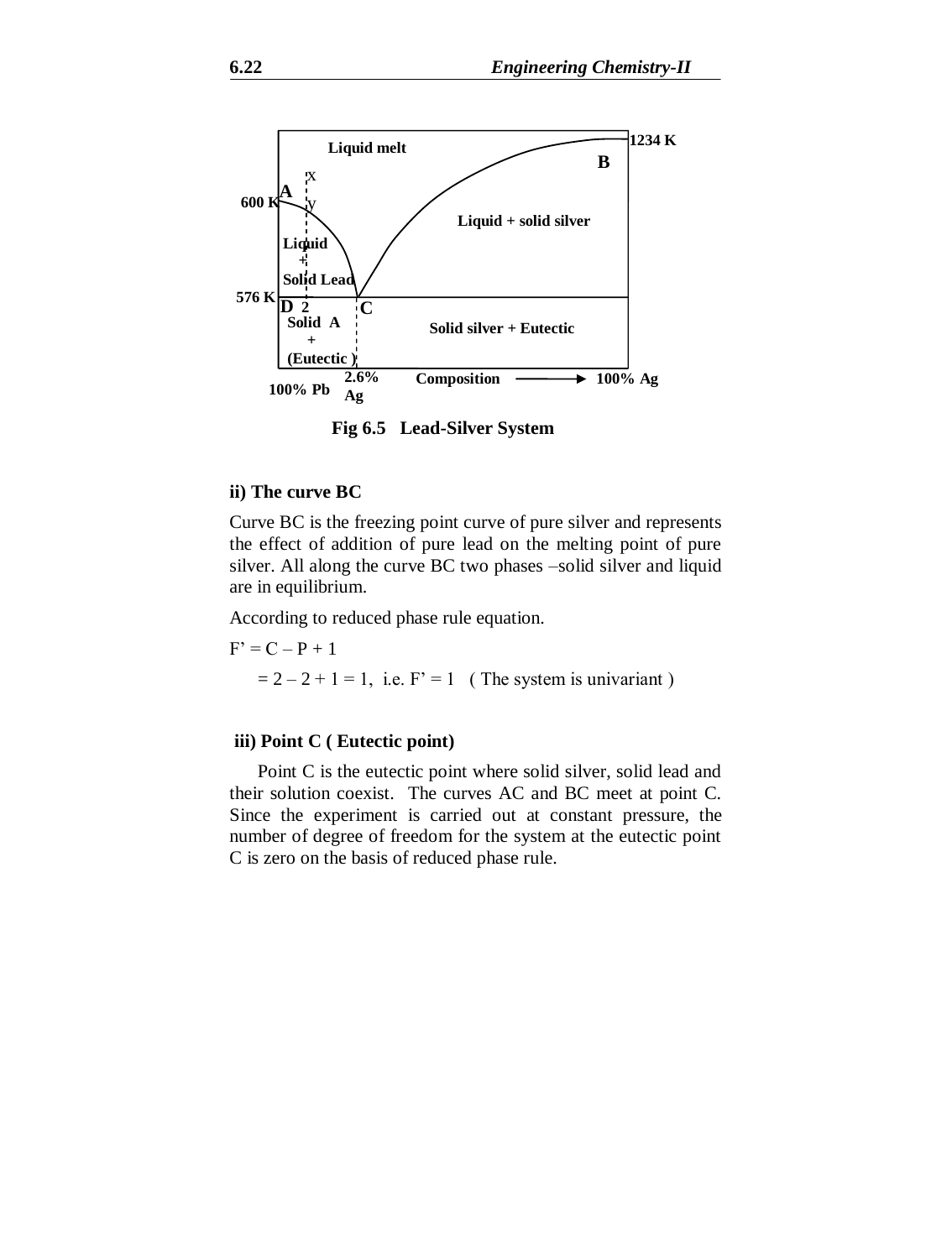Fig 6.5 Lead-Silver System

### ii) The curve BC

Curve BC is the freezing point curve of pure silver and represents the effect of addition of pure lead on the melting point of pure silver. All along the curve BC two phases –solid silver and liquid are in equilibrium.

According to reduced phase rule equation.

$F' = C - P + 1$

$= 2 - 2 + 1 = 1$, i.e. $F' = 1$ ( The system is univariant )

### iii) Point C ( Eutectic point)

Point C is the eutectic point where solid silver, solid lead and their solution coexist. The curves AC and BC meet at point C. Since the experiment is carried out at constant pressure, the number of degree of freedom for the system at the eutectic point C is zero on the basis of reduced phase rule.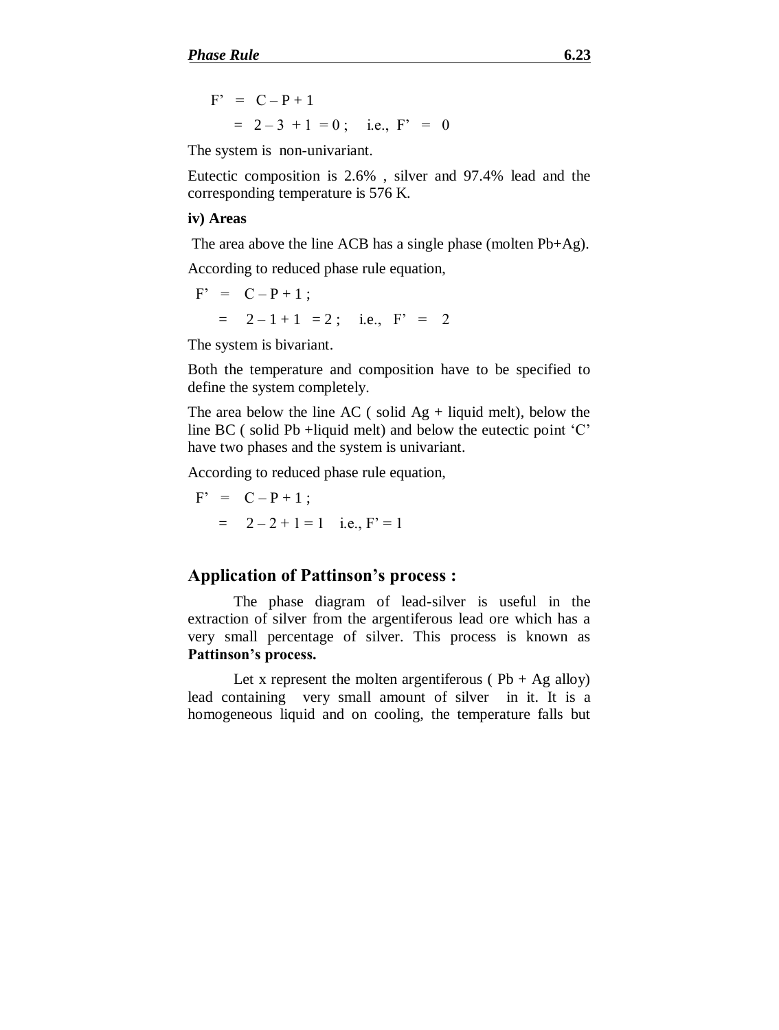$$F' = C - P + 1$$

$$= 2 - 3 + 1 = 0 ; \quad \text{i.e., } F' = 0$$

The system is non-univariant.

Eutectic composition is 2.6% , silver and 97.4% lead and the corresponding temperature is 576 K.

**iv) Areas**

The area above the line ACB has a single phase (molten Pb+Ag).

According to reduced phase rule equation,

$$F' = C - P + 1 ;$$

$$= 2 - 1 + 1 = 2 ; \quad \text{i.e., } F' = 2$$

The system is bivariant.

Both the temperature and composition have to be specified to define the system completely.

The area below the line AC ( solid Ag + liquid melt), below the line BC ( solid Pb +liquid melt) and below the eutectic point 'C' have two phases and the system is univariant.

According to reduced phase rule equation,

$$F' = C - P + 1 ;$$

$$= 2 - 2 + 1 = 1 \quad \text{i.e., } F' = 1$$

## Application of Pattinson's process :

The phase diagram of lead-silver is useful in the extraction of silver from the argentiferous lead ore which has a very small percentage of silver. This process is known as **Pattinson's process.**

Let x represent the molten argentiferous ( Pb + Ag alloy) lead containing very small amount of silver in it. It is a homogeneous liquid and on cooling, the temperature falls but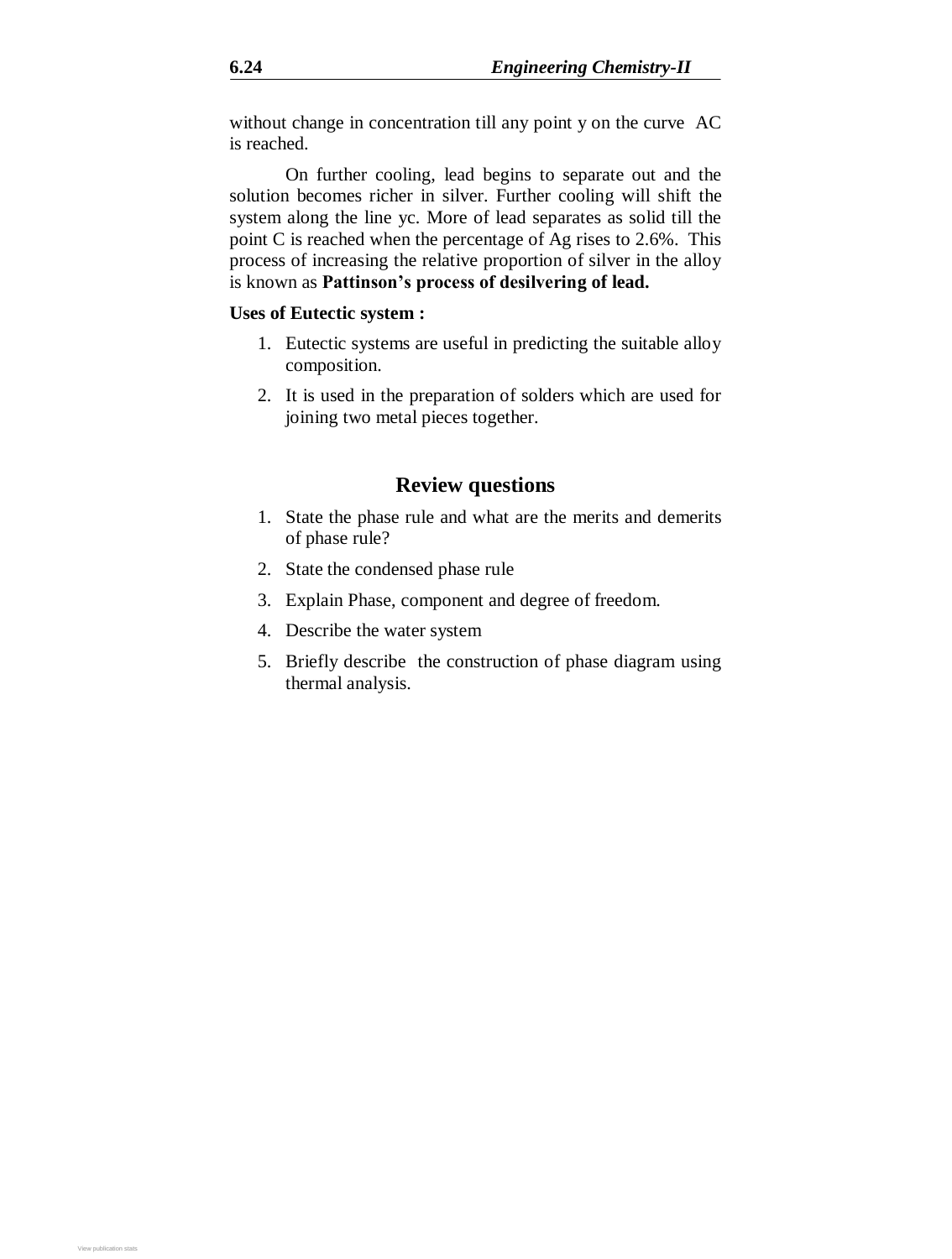without change in concentration till any point y on the curve AC is reached.

On further cooling, lead begins to separate out and the solution becomes richer in silver. Further cooling will shift the system along the line yc. More of lead separates as solid till the point C is reached when the percentage of Ag rises to 2.6%. This process of increasing the relative proportion of silver in the alloy is known as **Pattinson's process of desilvering of lead.**

**Uses of Eutectic system :**

1. Eutectic systems are useful in predicting the suitable alloy composition.
2. It is used in the preparation of solders which are used for joining two metal pieces together.

## Review questions

1. State the phase rule and what are the merits and demerits of phase rule?
2. State the condensed phase rule
3. Explain Phase, component and degree of freedom.
4. Describe the water system
5. Briefly describe the construction of phase diagram using thermal analysis.